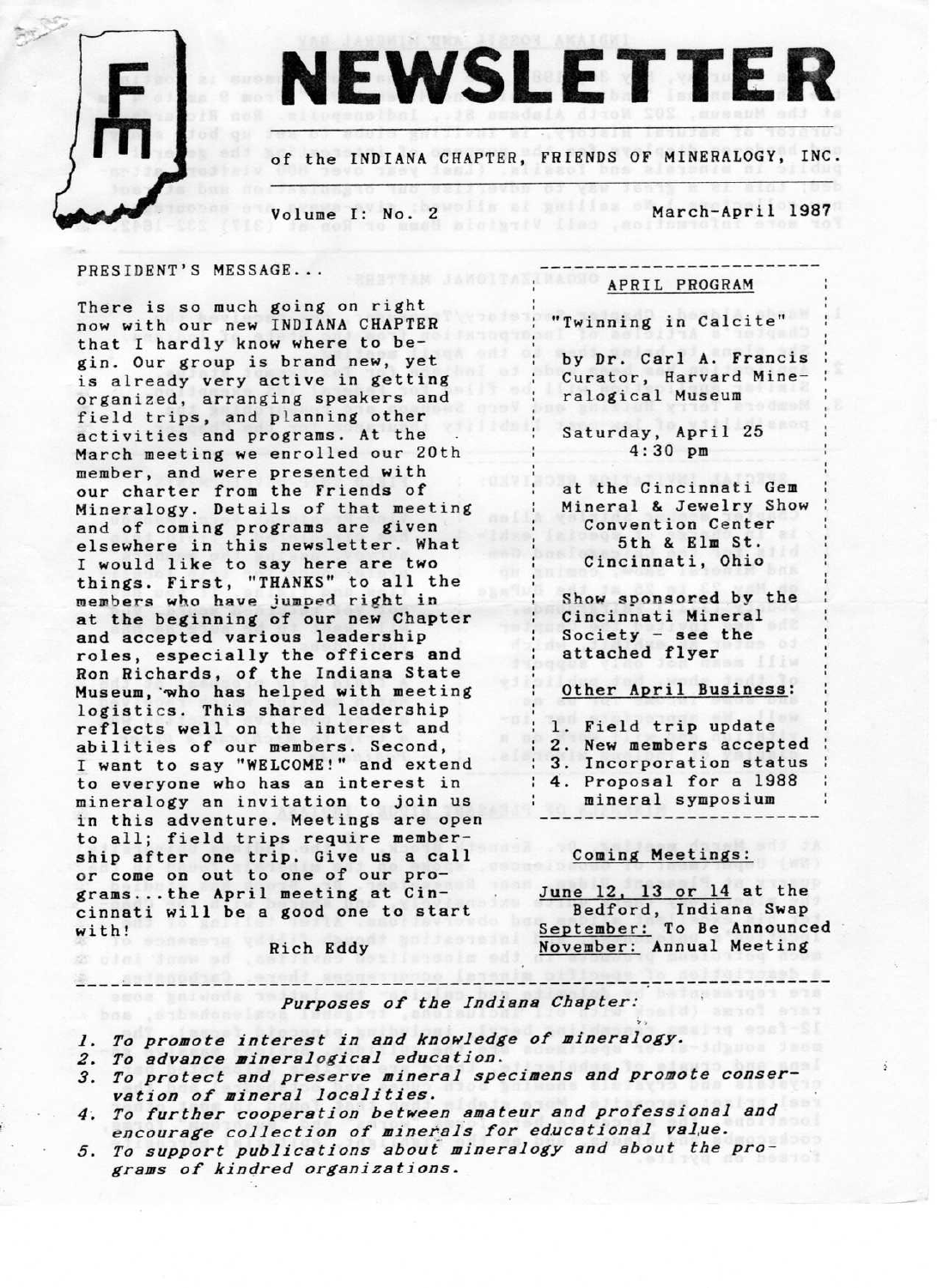# NEWSLETTER

of the INDIANA CHAPTER, FRIENDS OF MINERALOGY, INC.

Volume I: No. 2 — March-April 1987

## PRESIDENT'S MESSAGE...

There is so much going on right now with our new INDIANA CHAPTER that I hardly know where to begin. Our group is brand new, yet is already very active in getting organized, arranging speakers and field trips, and planning other activities and programs. At the March meeting we enrolled our 20th member, and were presented with our charter from the Friends of Mineralogy. Details of that meeting and of coming programs are given elsewhere in this newsletter. What I would like to say here are two things. First, "THANKS" to all the members who have jumped right in at the beginning of our new Chapter and accepted various leadership roles, especially the officers and Ron Richards, of the Indiana State Museum, who has helped with meeting logistics. This shared leadership reflects well on the interest and abilities of our members. Second, I want to say "WELCOME!" and extend to everyone who has an interest in mineralogy an invitation to join us in this adventure. Meetings are open to all; field trips require membership after one trip. Give us a call or come on out to one of our programs...the April meeting at Cincinnati will be a good one to start with!

Rich Eddy

## APRIL PROGRAM

"Twinning in Calcite"

by Dr. Carl A. Francis
Curator, Harvard Mineralogical Museum

Saturday, April 25
4:30 pm

at the Cincinnati Gem Mineral & Jewelry Show
Convention Center
5th & Elm St.
Cincinnati, Ohio

Show sponsored by the Cincinnati Mineral Society - see the attached flyer

### Other April Business:

1. Field trip update
2. New members accepted
3. Incorporation status
4. Proposal for a 1988 mineral symposium

### Coming Meetings:

June 12, 13 or 14 at the Bedford, Indiana Swap

September: To Be Announced

November: Annual Meeting

---

*Purposes of the Indiana Chapter:*

1. *To promote interest in and knowledge of mineralogy.*
2. *To advance mineralogical education.*
3. *To protect and preserve mineral specimens and promote conservation of mineral localities.*
4. *To further cooperation between amateur and professional and encourage collection of minerals for educational value.*
5. *To support publications about mineralogy and about the programs of kindred organizations.*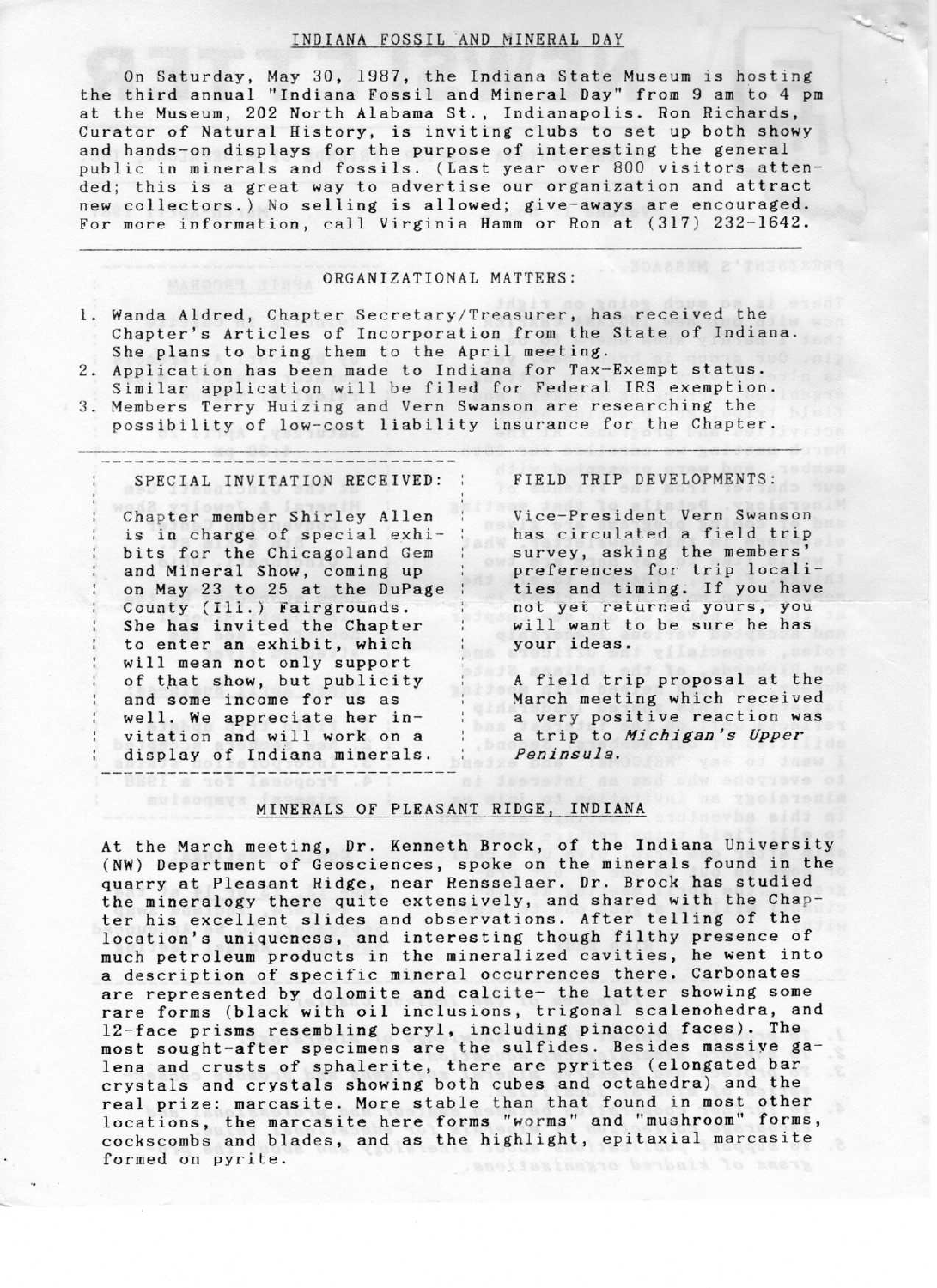## INDIANA FOSSIL AND MINERAL DAY

On Saturday, May 30, 1987, the Indiana State Museum is hosting the third annual "Indiana Fossil and Mineral Day" from 9 am to 4 pm at the Museum, 202 North Alabama St., Indianapolis. Ron Richards, Curator of Natural History, is inviting clubs to set up both showy and hands-on displays for the purpose of interesting the general public in minerals and fossils. (Last year over 800 visitors attended; this is a great way to advertise our organization and attract new collectors.) No selling is allowed; give-aways are encouraged. For more information, call Virginia Hamm or Ron at (317) 232-1642.

## ORGANIZATIONAL MATTERS:

1. Wanda Aldred, Chapter Secretary/Treasurer, has received the Chapter's Articles of Incorporation from the State of Indiana. She plans to bring them to the April meeting.
2. Application has been made to Indiana for Tax-Exempt status. Similar application will be filed for Federal IRS exemption.
3. Members Terry Huizing and Vern Swanson are researching the possibility of low-cost liability insurance for the Chapter.

### SPECIAL INVITATION RECEIVED:

Chapter member Shirley Allen is in charge of special exhibits for the Chicagoland Gem and Mineral Show, coming up on May 23 to 25 at the DuPage County (Ill.) Fairgrounds. She has invited the Chapter to enter an exhibit, which will mean not only support of that show, but publicity and some income for us as well. We appreciate her invitation and will work on a display of Indiana minerals.

### FIELD TRIP DEVELOPMENTS:

Vice-President Vern Swanson has circulated a field trip survey, asking the members' preferences for trip localities and timing. If you have not yet returned yours, you will want to be sure he has your ideas.

A field trip proposal at the March meeting which received a very positive reaction was a trip to *Michigan's Upper Peninsula*.

## MINERALS OF PLEASANT RIDGE, INDIANA

At the March meeting, Dr. Kenneth Brock, of the Indiana University (NW) Department of Geosciences, spoke on the minerals found in the quarry at Pleasant Ridge, near Rensselaer. Dr. Brock has studied the mineralogy there quite extensively, and shared with the Chapter his excellent slides and observations. After telling of the location's uniqueness, and interesting though filthy presence of much petroleum products in the mineralized cavities, he went into a description of specific mineral occurrences there. Carbonates are represented by dolomite and calcite- the latter showing some rare forms (black with oil inclusions, trigonal scalenohedra, and 12-face prisms resembling beryl, including pinacoid faces). The most sought-after specimens are the sulfides. Besides massive galena and crusts of sphalerite, there are pyrites (elongated bar crystals and crystals showing both cubes and octahedra) and the real prize: marcasite. More stable than that found in most other locations, the marcasite here forms "worms" and "mushroom" forms, cockscombs and blades, and as the highlight, epitaxial marcasite formed on pyrite.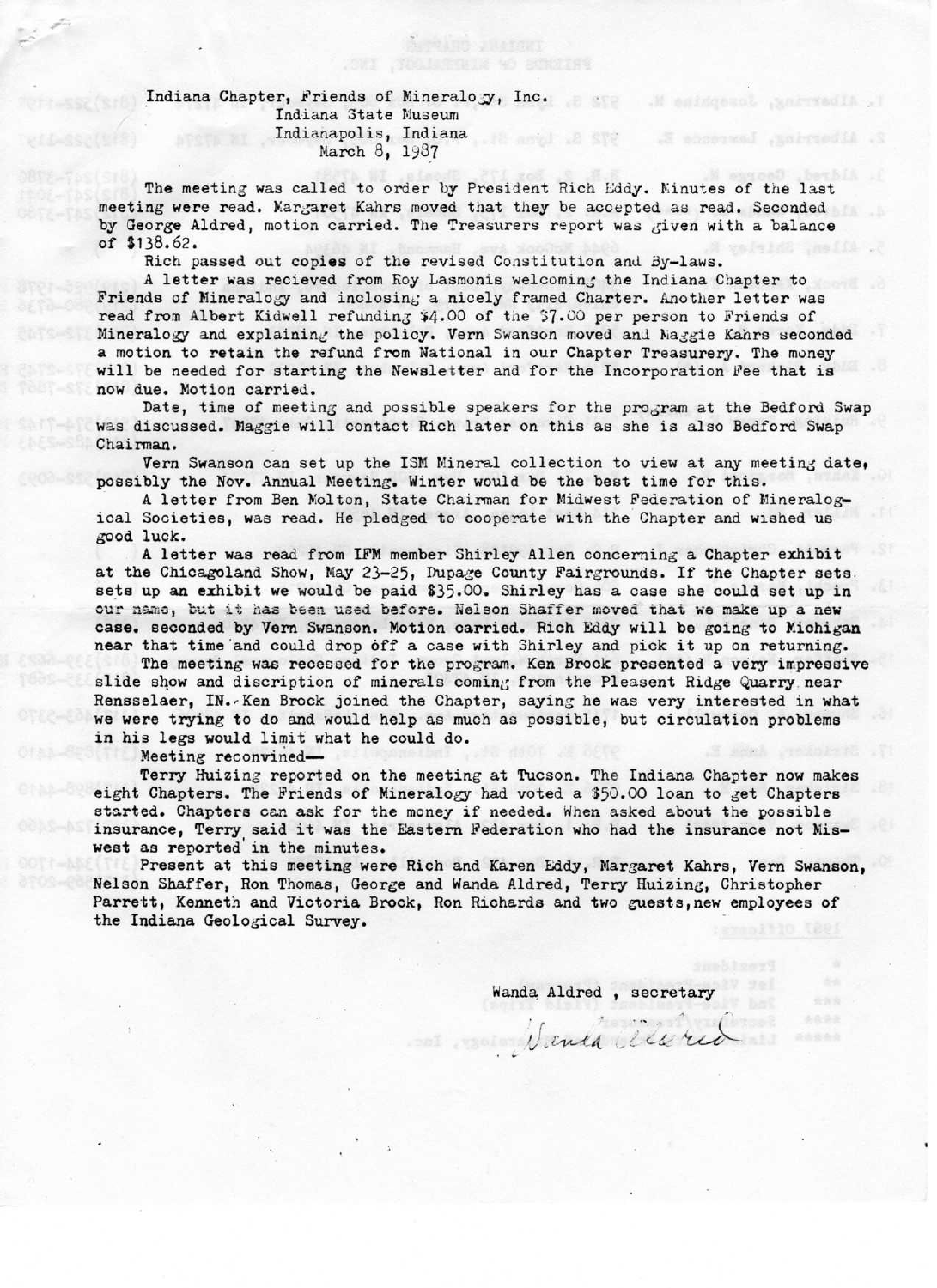Indana Chapter, Friends of Mineralogy, Inc.
Indiana State Museum
Indianapolis, Indiana
March 8, 1987

The meeting was called to order by President Rich Eddy. Minutes of the last meeting were read. Margaret Kahrs moved that they be accepted as read. Seconded by George Aldred, motion carried. The Treasurers report was given with a balance of $138.62.

Rich passed out copies of the revised Constitution and By-laws.

A letter was recieved from Roy Lasmonis welcoming the Indiana Chapter to Friends of Mineralogy and inclosing a nicely framed Charter. Another letter was read from Albert Kidwell refunding $4.00 of the $7.00 per person to Friends of Mineralogy and explaining the policy. Vern Swanson moved and Maggie Kahrs seconded a motion to retain the refund from National in our Chapter Treasurery. The money will be needed for starting the Newsletter and for the Incorporation Fee that is now due. Motion carried.

Date, time of meeting and possible speakers for the program at the Bedford Swap was discussed. Maggie will contact Rich later on this as she is also Bedford Swap Chairman.

Vern Swanson can set up the ISM Mineral collection to view at any meeting date, possibly the Nov. Annual Meeting. Winter would be the best time for this.

A letter from Ben Molton, State Chairman for Midwest Federation of Mineralogical Societies, was read. He pledged to cooperate with the Chapter and wished us good luck.

A letter was read from IFM member Shirley Allen concerning a Chapter exhibit at the Chicagoland Show, May 23-25, Dupage County Fairgrounds. If the Chapter sets sets up an exhibit we would be paid $35.00. Shirley has a case she could set up in our name, but it has been used before. Nelson Shaffer moved that we make up a new case. seconded by Vern Swanson. Motion carried. Rich Eddy will be going to Michigan near that time and could drop off a case with Shirley and pick it up on returning.

The meeting was recessed for the program. Ken Brock presented a very impressive slide show and discription of minerals coming from the Pleasent Ridge Quarry near Rensselaer, IN. Ken Brock joined the Chapter, saying he was very interested in what we were trying to do and would help as much as possible, but circulation problems in his legs would limit what he could do.

Meeting reconvined—

Terry Huizing reported on the meeting at Tucson. The Indiana Chapter now makes eight Chapters. The Friends of Mineralogy had voted a $50.00 loan to get Chapters started. Chapters can ask for the money if needed. When asked about the possible insurance, Terry said it was the Eastern Federation who had the insurance not Mis-west as reported in the minutes.

Present at this meeting were Rich and Karen Eddy, Margaret Kahrs, Vern Swanson, Nelson Shaffer, Ron Thomas, George and Wanda Aldred, Terry Huizing, Christopher Parrett, Kenneth and Victoria Brock, Ron Richards and two guests, new employees of the Indiana Geological Survey.

Wanda Aldred , secretary

Wanda Aldred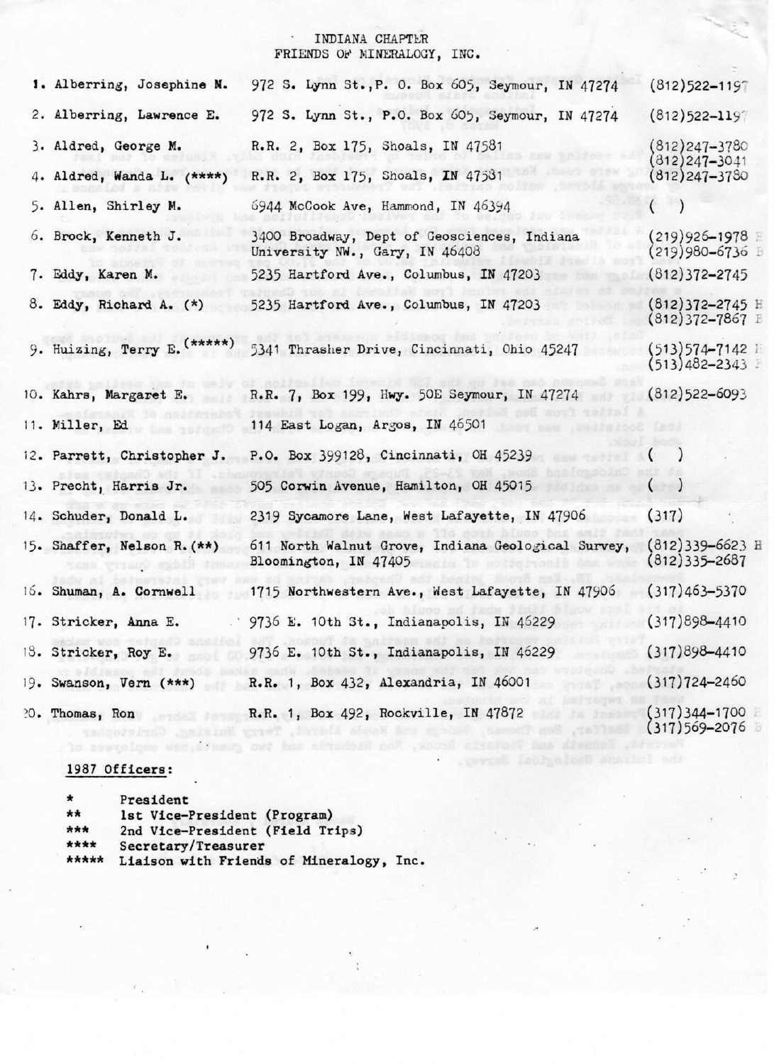# INDIANA CHAPTER
## FRIENDS OF MINERALOGY, INC.

| | | | |
|---|---|---|---|
| 1. | Alberring, Josephine M. | 972 S. Lynn St., P. O. Box 605, Seymour, IN 47274 | (812)522-1197 |
| 2. | Alberring, Lawrence E. | 972 S. Lynn St., P.O. Box 605, Seymour, IN 47274 | (812)522-1197 |
| 3. | Aldred, George M. | R.R. 2, Box 175, Shoals, IN 47581 | (812)247-3780<br>(812)247-3041 |
| 4. | Aldred, Wanda L. (****) | R.R. 2, Box 175, Shoals, IN 47581 | (812)247-3780 |
| 5. | Allen, Shirley M. | 6944 McCook Ave, Hammond, IN 46394 | ( ) |
| 6. | Brock, Kenneth J. | 3400 Broadway, Dept of Geosciences, Indiana University NW., Gary, IN 46408 | (219)926-1978 H<br>(219)980-6736 B |
| 7. | Eddy, Karen M. | 5235 Hartford Ave., Columbus, IN 47203 | (812)372-2745 |
| 8. | Eddy, Richard A. (*) | 5235 Hartford Ave., Columbus, IN 47203 | (812)372-2745 H<br>(812)372-7867 B |
| 9. | Huizing, Terry E. (*****) | 5341 Thrasher Drive, Cincinnati, Ohio 45247 | (513)574-7142 H<br>(513)482-2343 B |
| 10. | Kahrs, Margaret E. | R.R. 7, Box 199, Hwy. 50E Seymour, IN 47274 | (812)522-6093 |
| 11. | Miller, Ed | 114 East Logan, Argos, IN 46501 | |
| 12. | Parrett, Christopher J. | P.O. Box 399128, Cincinnati, OH 45239 | ( ) |
| 13. | Precht, Harris Jr. | 505 Corwin Avenue, Hamilton, OH 45015 | ( ) |
| 14. | Schuder, Donald L. | 2319 Sycamore Lane, West Lafayette, IN 47906 | (317) |
| 15. | Shaffer, Nelson R. (**) | 611 North Walnut Grove, Indiana Geological Survey, Bloomington, IN 47405 | (812)339-6623 H<br>(812)335-2687 |
| 16. | Shuman, A. Cornwell | 1715 Northwestern Ave., West Lafayette, IN 47906 | (317)463-5370 |
| 17. | Stricker, Anna E. | 9736 E. 10th St., Indianapolis, IN 46229 | (317)898-4410 |
| 18. | Stricker, Roy E. | 9736 E. 10th St., Indianapolis, IN 46229 | (317)898-4410 |
| 19. | Swanson, Vern (***) | R.R. 1, Box 432, Alexandria, IN 46001 | (317)724-2460 |
| 20. | Thomas, Ron | R.R. 1, Box 492, Rockville, IN 47872 | (317)344-1700 H<br>(317)569-2076 B |

**1987 Officers:**

- * President
- ** 1st Vice-President (Program)
- *** 2nd Vice-President (Field Trips)
- **** Secretary/Treasurer
- ***** Liaison with Friends of Mineralogy, Inc.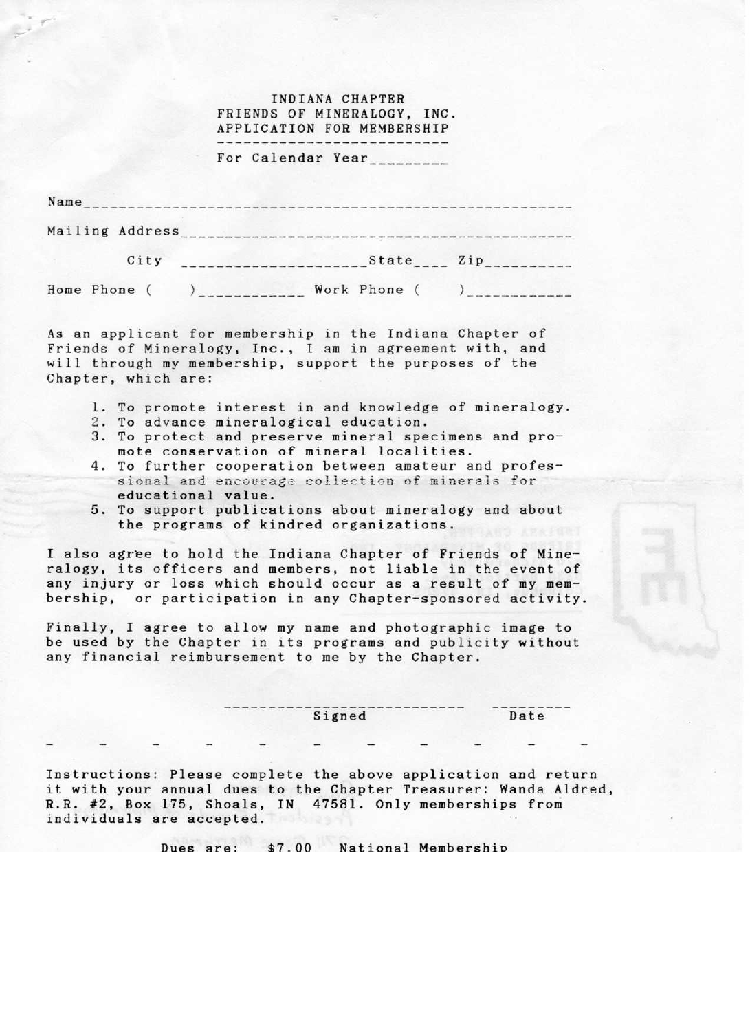# INDIANA CHAPTER
# FRIENDS OF MINERALOGY, INC.
## APPLICATION FOR MEMBERSHIP

For Calendar Year_________

Name____________________________________________________

Mailing Address_____________________________________________

City ______________________State____ Zip__________

Home Phone (     )____________ Work Phone (     )____________

As an applicant for membership in the Indiana Chapter of Friends of Mineralogy, Inc., I am in agreement with, and will through my membership, support the purposes of the Chapter, which are:

1. To promote interest in and knowledge of mineralogy.
2. To advance mineralogical education.
3. To protect and preserve mineral specimens and promote conservation of mineral localities.
4. To further cooperation between amateur and professional and encourage collection of minerals for educational value.
5. To support publications about mineralogy and about the programs of kindred organizations.

I also agree to hold the Indiana Chapter of Friends of Mineralogy, its officers and members, not liable in the event of any injury or loss which should occur as a result of my membership, or participation in any Chapter-sponsored activity.

Finally, I agree to allow my name and photographic image to be used by the Chapter in its programs and publicity without any financial reimbursement to me by the Chapter.

_____________________________ _________
Signed Date

- - - - - - - - - - -

Instructions: Please complete the above application and return it with your annual dues to the Chapter Treasurer: Wanda Aldred, R.R. #2, Box 175, Shoals, IN 47581. Only memberships from individuals are accepted.

Dues are: $7.00 National Membership